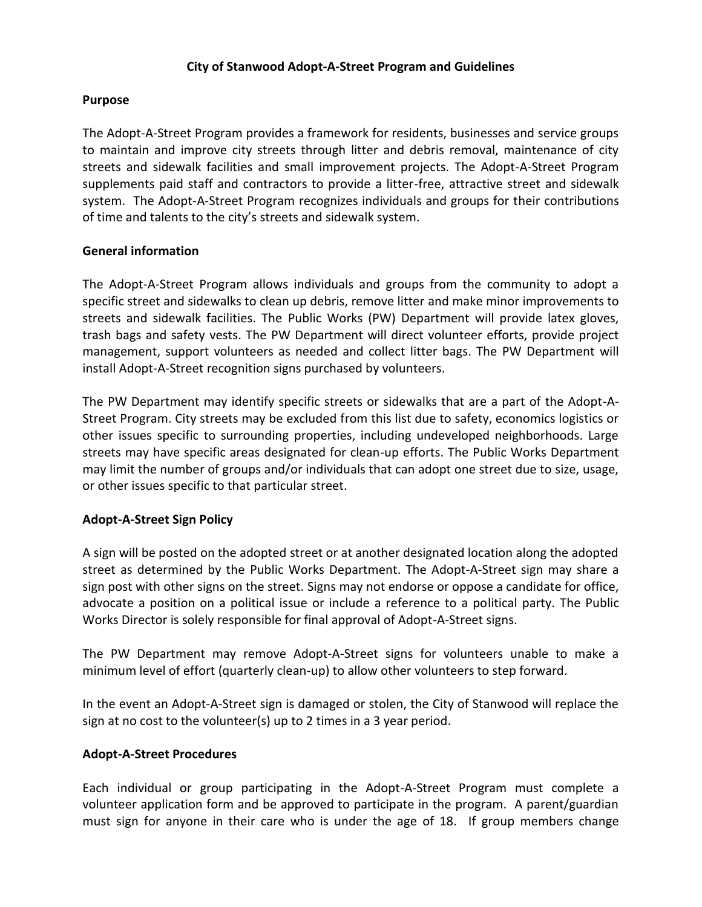# City of Stanwood Adopt-A-Street Program and Guidelines

## Purpose

The Adopt-A-Street Program provides a framework for residents, businesses and service groups to maintain and improve city streets through litter and debris removal, maintenance of city streets and sidewalk facilities and small improvement projects. The Adopt-A-Street Program supplements paid staff and contractors to provide a litter-free, attractive street and sidewalk system. The Adopt-A-Street Program recognizes individuals and groups for their contributions of time and talents to the city's streets and sidewalk system.

## General information

The Adopt-A-Street Program allows individuals and groups from the community to adopt a specific street and sidewalks to clean up debris, remove litter and make minor improvements to streets and sidewalk facilities. The Public Works (PW) Department will provide latex gloves, trash bags and safety vests. The PW Department will direct volunteer efforts, provide project management, support volunteers as needed and collect litter bags. The PW Department will install Adopt-A-Street recognition signs purchased by volunteers.

The PW Department may identify specific streets or sidewalks that are a part of the Adopt-A-Street Program. City streets may be excluded from this list due to safety, economics logistics or other issues specific to surrounding properties, including undeveloped neighborhoods. Large streets may have specific areas designated for clean-up efforts. The Public Works Department may limit the number of groups and/or individuals that can adopt one street due to size, usage, or other issues specific to that particular street.

## Adopt-A-Street Sign Policy

A sign will be posted on the adopted street or at another designated location along the adopted street as determined by the Public Works Department. The Adopt-A-Street sign may share a sign post with other signs on the street. Signs may not endorse or oppose a candidate for office, advocate a position on a political issue or include a reference to a political party. The Public Works Director is solely responsible for final approval of Adopt-A-Street signs.

The PW Department may remove Adopt-A-Street signs for volunteers unable to make a minimum level of effort (quarterly clean-up) to allow other volunteers to step forward.

In the event an Adopt-A-Street sign is damaged or stolen, the City of Stanwood will replace the sign at no cost to the volunteer(s) up to 2 times in a 3 year period.

## Adopt-A-Street Procedures

Each individual or group participating in the Adopt-A-Street Program must complete a volunteer application form and be approved to participate in the program. A parent/guardian must sign for anyone in their care who is under the age of 18. If group members change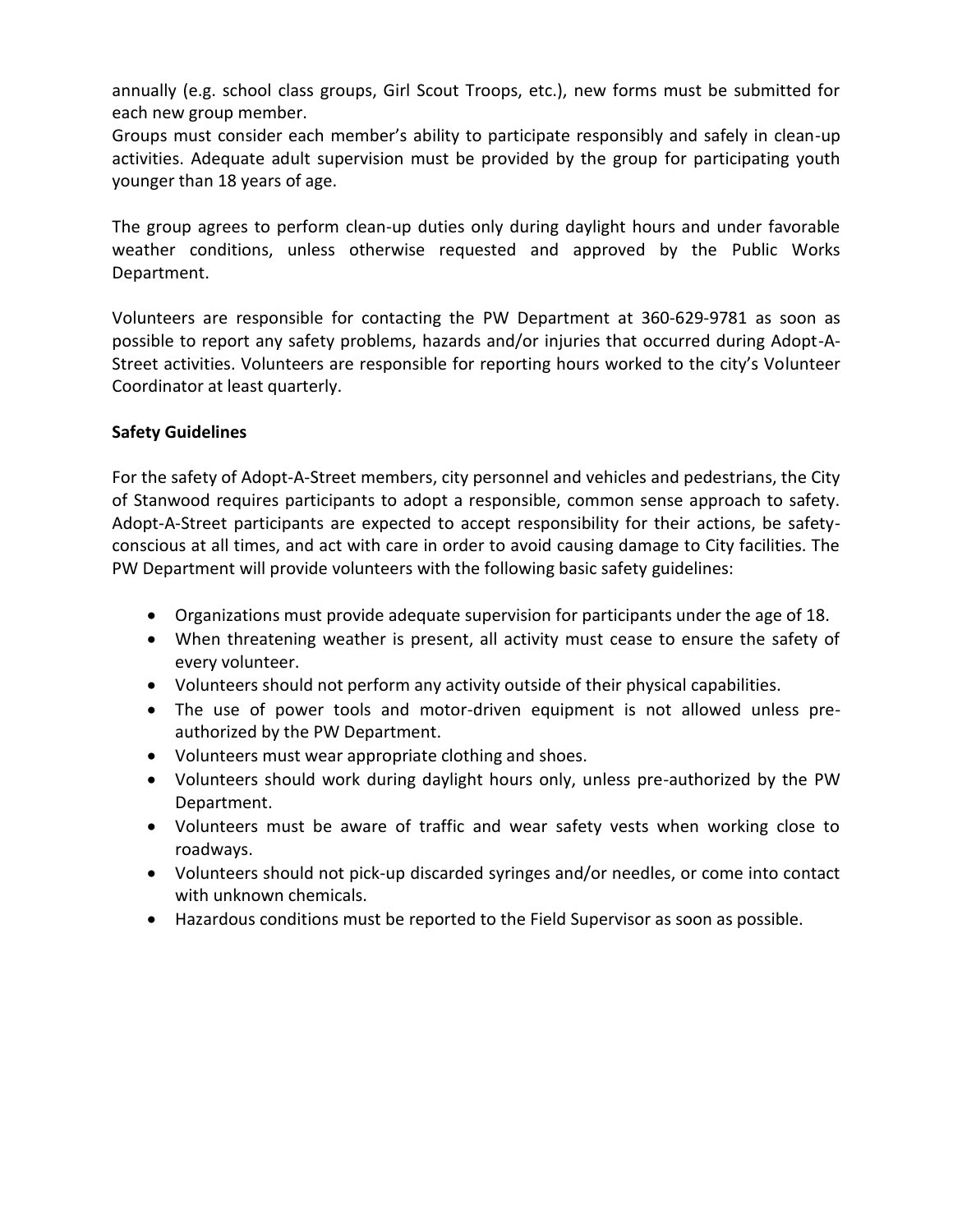annually (e.g. school class groups, Girl Scout Troops, etc.), new forms must be submitted for each new group member.
Groups must consider each member's ability to participate responsibly and safely in clean-up activities. Adequate adult supervision must be provided by the group for participating youth younger than 18 years of age.

The group agrees to perform clean-up duties only during daylight hours and under favorable weather conditions, unless otherwise requested and approved by the Public Works Department.

Volunteers are responsible for contacting the PW Department at 360-629-9781 as soon as possible to report any safety problems, hazards and/or injuries that occurred during Adopt-A-Street activities. Volunteers are responsible for reporting hours worked to the city's Volunteer Coordinator at least quarterly.

**Safety Guidelines**

For the safety of Adopt-A-Street members, city personnel and vehicles and pedestrians, the City of Stanwood requires participants to adopt a responsible, common sense approach to safety. Adopt-A-Street participants are expected to accept responsibility for their actions, be safety-conscious at all times, and act with care in order to avoid causing damage to City facilities. The PW Department will provide volunteers with the following basic safety guidelines:

- Organizations must provide adequate supervision for participants under the age of 18.
- When threatening weather is present, all activity must cease to ensure the safety of every volunteer.
- Volunteers should not perform any activity outside of their physical capabilities.
- The use of power tools and motor-driven equipment is not allowed unless pre-authorized by the PW Department.
- Volunteers must wear appropriate clothing and shoes.
- Volunteers should work during daylight hours only, unless pre-authorized by the PW Department.
- Volunteers must be aware of traffic and wear safety vests when working close to roadways.
- Volunteers should not pick-up discarded syringes and/or needles, or come into contact with unknown chemicals.
- Hazardous conditions must be reported to the Field Supervisor as soon as possible.